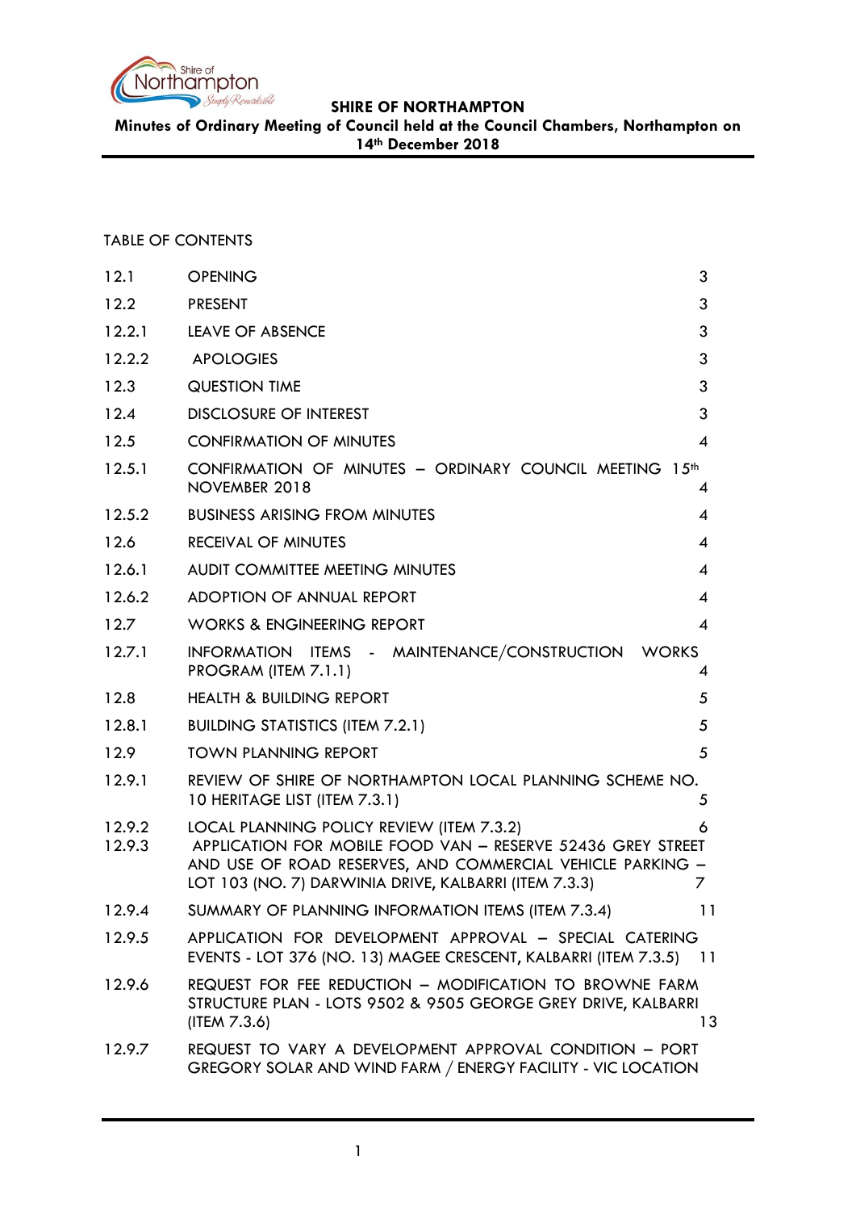**SHIRE OF NORTHAMPTON**

**Minutes of Ordinary Meeting of Council held at the Council Chambers, Northampton on 14th December 2018**

TABLE OF CONTENTS

| | | |
|---|---|---|
| 12.1 | OPENING | 3 |
| 12.2 | PRESENT | 3 |
| 12.2.1 | LEAVE OF ABSENCE | 3 |
| 12.2.2 | APOLOGIES | 3 |
| 12.3 | QUESTION TIME | 3 |
| 12.4 | DISCLOSURE OF INTEREST | 3 |
| 12.5 | CONFIRMATION OF MINUTES | 4 |
| 12.5.1 | CONFIRMATION OF MINUTES – ORDINARY COUNCIL MEETING 15th NOVEMBER 2018 | 4 |
| 12.5.2 | BUSINESS ARISING FROM MINUTES | 4 |
| 12.6 | RECEIVAL OF MINUTES | 4 |
| 12.6.1 | AUDIT COMMITTEE MEETING MINUTES | 4 |
| 12.6.2 | ADOPTION OF ANNUAL REPORT | 4 |
| 12.7 | WORKS & ENGINEERING REPORT | 4 |
| 12.7.1 | INFORMATION ITEMS - MAINTENANCE/CONSTRUCTION WORKS PROGRAM (ITEM 7.1.1) | 4 |
| 12.8 | HEALTH & BUILDING REPORT | 5 |
| 12.8.1 | BUILDING STATISTICS (ITEM 7.2.1) | 5 |
| 12.9 | TOWN PLANNING REPORT | 5 |
| 12.9.1 | REVIEW OF SHIRE OF NORTHAMPTON LOCAL PLANNING SCHEME NO. 10 HERITAGE LIST (ITEM 7.3.1) | 5 |
| 12.9.2 | LOCAL PLANNING POLICY REVIEW (ITEM 7.3.2) | 6 |
| 12.9.3 | APPLICATION FOR MOBILE FOOD VAN – RESERVE 52436 GREY STREET AND USE OF ROAD RESERVES, AND COMMERCIAL VEHICLE PARKING – LOT 103 (NO. 7) DARWINIA DRIVE, KALBARRI (ITEM 7.3.3) | 7 |
| 12.9.4 | SUMMARY OF PLANNING INFORMATION ITEMS (ITEM 7.3.4) | 11 |
| 12.9.5 | APPLICATION FOR DEVELOPMENT APPROVAL – SPECIAL CATERING EVENTS - LOT 376 (NO. 13) MAGEE CRESCENT, KALBARRI (ITEM 7.3.5) | 11 |
| 12.9.6 | REQUEST FOR FEE REDUCTION – MODIFICATION TO BROWNE FARM STRUCTURE PLAN - LOTS 9502 & 9505 GEORGE GREY DRIVE, KALBARRI (ITEM 7.3.6) | 13 |
| 12.9.7 | REQUEST TO VARY A DEVELOPMENT APPROVAL CONDITION – PORT GREGORY SOLAR AND WIND FARM / ENERGY FACILITY - VIC LOCATION | |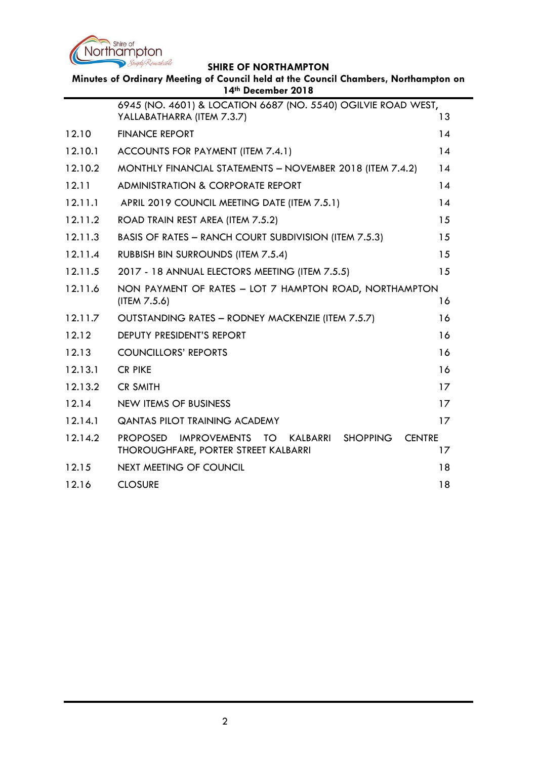| | | |
|---|---|---|
| | 6945 (NO. 4601) & LOCATION 6687 (NO. 5540) OGILVIE ROAD WEST, YALLABATHARRA (ITEM 7.3.7) | 13 |
| 12.10 | FINANCE REPORT | 14 |
| 12.10.1 | ACCOUNTS FOR PAYMENT (ITEM 7.4.1) | 14 |
| 12.10.2 | MONTHLY FINANCIAL STATEMENTS – NOVEMBER 2018 (ITEM 7.4.2) | 14 |
| 12.11 | ADMINISTRATION & CORPORATE REPORT | 14 |
| 12.11.1 | APRIL 2019 COUNCIL MEETING DATE (ITEM 7.5.1) | 14 |
| 12.11.2 | ROAD TRAIN REST AREA (ITEM 7.5.2) | 15 |
| 12.11.3 | BASIS OF RATES – RANCH COURT SUBDIVISION (ITEM 7.5.3) | 15 |
| 12.11.4 | RUBBISH BIN SURROUNDS (ITEM 7.5.4) | 15 |
| 12.11.5 | 2017 - 18 ANNUAL ELECTORS MEETING (ITEM 7.5.5) | 15 |
| 12.11.6 | NON PAYMENT OF RATES – LOT 7 HAMPTON ROAD, NORTHAMPTON (ITEM 7.5.6) | 16 |
| 12.11.7 | OUTSTANDING RATES – RODNEY MACKENZIE (ITEM 7.5.7) | 16 |
| 12.12 | DEPUTY PRESIDENT'S REPORT | 16 |
| 12.13 | COUNCILLORS' REPORTS | 16 |
| 12.13.1 | CR PIKE | 16 |
| 12.13.2 | CR SMITH | 17 |
| 12.14 | NEW ITEMS OF BUSINESS | 17 |
| 12.14.1 | QANTAS PILOT TRAINING ACADEMY | 17 |
| 12.14.2 | PROPOSED IMPROVEMENTS TO KALBARRI SHOPPING CENTRE THOROUGHFARE, PORTER STREET KALBARRI | 17 |
| 12.15 | NEXT MEETING OF COUNCIL | 18 |
| 12.16 | CLOSURE | 18 |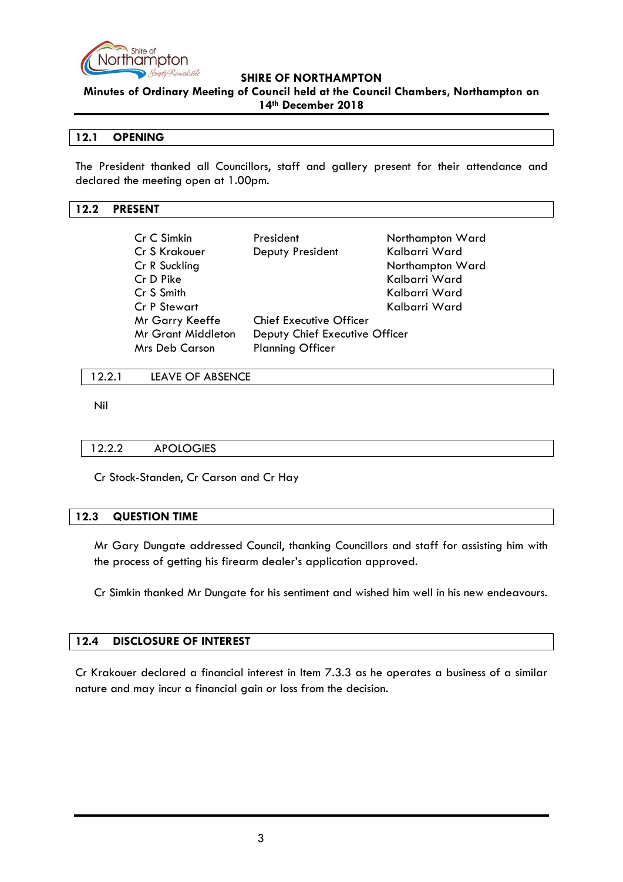## 12.1 OPENING

The President thanked all Councillors, staff and gallery present for their attendance and declared the meeting open at 1.00pm.

## 12.2 PRESENT

| | | |
|---|---|---|
| Cr C Simkin | President | Northampton Ward |
| Cr S Krakouer | Deputy President | Kalbarri Ward |
| Cr R Suckling | | Northampton Ward |
| Cr D Pike | | Kalbarri Ward |
| Cr S Smith | | Kalbarri Ward |
| Cr P Stewart | | Kalbarri Ward |
| Mr Garry Keeffe | Chief Executive Officer | |
| Mr Grant Middleton | Deputy Chief Executive Officer | |
| Mrs Deb Carson | Planning Officer | |

### 12.2.1 LEAVE OF ABSENCE

Nil

### 12.2.2 APOLOGIES

Cr Stock-Standen, Cr Carson and Cr Hay

## 12.3 QUESTION TIME

Mr Gary Dungate addressed Council, thanking Councillors and staff for assisting him with the process of getting his firearm dealer's application approved.

Cr Simkin thanked Mr Dungate for his sentiment and wished him well in his new endeavours.

## 12.4 DISCLOSURE OF INTEREST

Cr Krakouer declared a financial interest in Item 7.3.3 as he operates a business of a similar nature and may incur a financial gain or loss from the decision.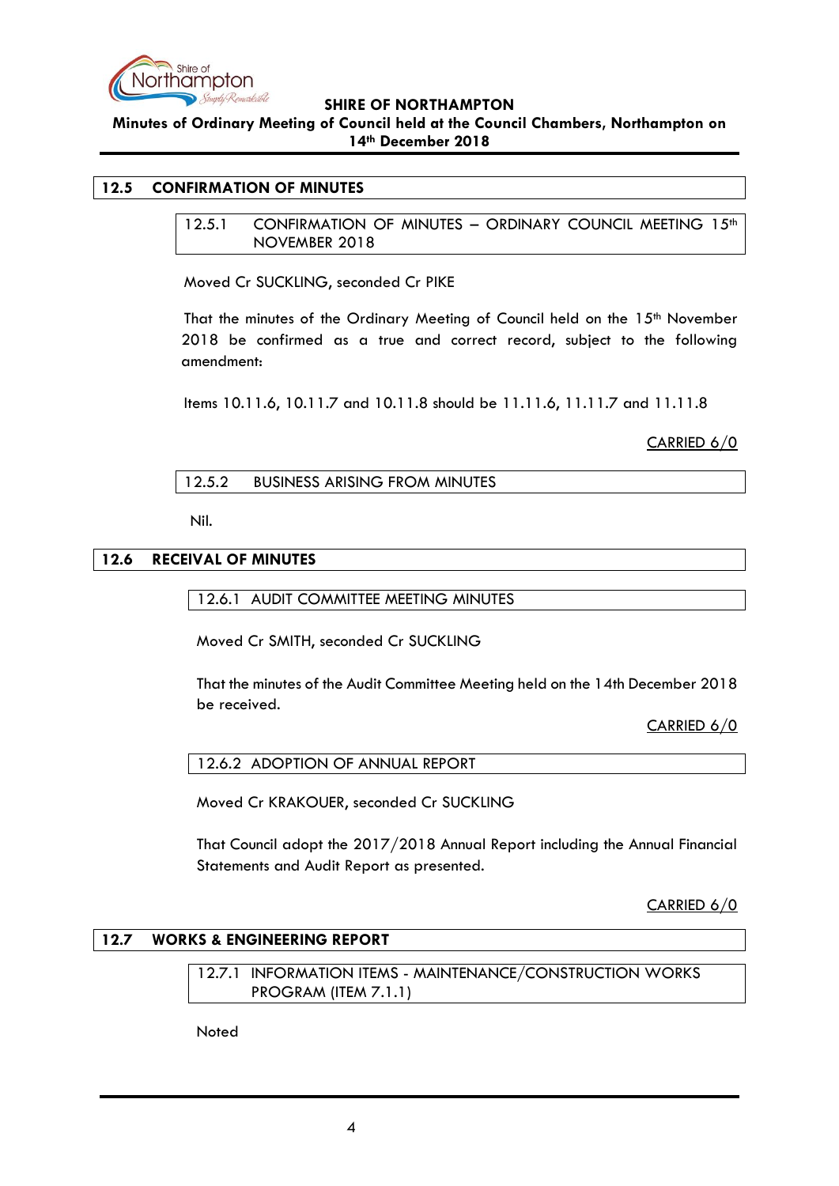## 12.5 CONFIRMATION OF MINUTES

### 12.5.1 CONFIRMATION OF MINUTES – ORDINARY COUNCIL MEETING 15th NOVEMBER 2018

Moved Cr SUCKLING, seconded Cr PIKE

That the minutes of the Ordinary Meeting of Council held on the 15th November 2018 be confirmed as a true and correct record, subject to the following amendment:

Items 10.11.6, 10.11.7 and 10.11.8 should be 11.11.6, 11.11.7 and 11.11.8

CARRIED 6/0

### 12.5.2 BUSINESS ARISING FROM MINUTES

Nil.

## 12.6 RECEIVAL OF MINUTES

### 12.6.1 AUDIT COMMITTEE MEETING MINUTES

Moved Cr SMITH, seconded Cr SUCKLING

That the minutes of the Audit Committee Meeting held on the 14th December 2018 be received.

CARRIED 6/0

### 12.6.2 ADOPTION OF ANNUAL REPORT

Moved Cr KRAKOUER, seconded Cr SUCKLING

That Council adopt the 2017/2018 Annual Report including the Annual Financial Statements and Audit Report as presented.

CARRIED 6/0

## 12.7 WORKS & ENGINEERING REPORT

### 12.7.1 INFORMATION ITEMS - MAINTENANCE/CONSTRUCTION WORKS PROGRAM (ITEM 7.1.1)

Noted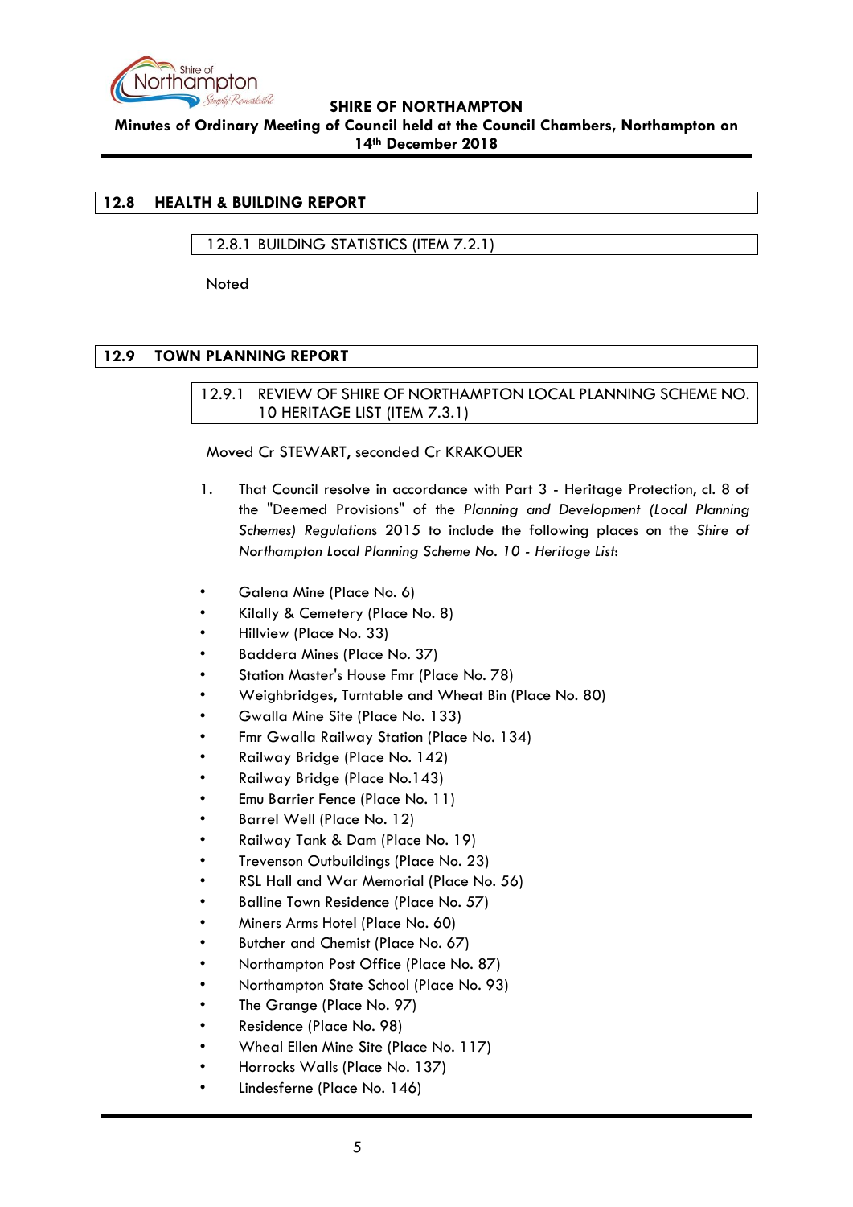## 12.8 HEALTH & BUILDING REPORT

### 12.8.1 BUILDING STATISTICS (ITEM 7.2.1)

Noted

## 12.9 TOWN PLANNING REPORT

### 12.9.1 REVIEW OF SHIRE OF NORTHAMPTON LOCAL PLANNING SCHEME NO. 10 HERITAGE LIST (ITEM 7.3.1)

Moved Cr STEWART, seconded Cr KRAKOUER

1. That Council resolve in accordance with Part 3 - Heritage Protection, cl. 8 of the "Deemed Provisions" of the *Planning and Development (Local Planning Schemes) Regulations* 2015 to include the following places on the *Shire of Northampton Local Planning Scheme No. 10 - Heritage List*:

- Galena Mine (Place No. 6)
- Kilally & Cemetery (Place No. 8)
- Hillview (Place No. 33)
- Baddera Mines (Place No. 37)
- Station Master's House Fmr (Place No. 78)
- Weighbridges, Turntable and Wheat Bin (Place No. 80)
- Gwalla Mine Site (Place No. 133)
- Fmr Gwalla Railway Station (Place No. 134)
- Railway Bridge (Place No. 142)
- Railway Bridge (Place No.143)
- Emu Barrier Fence (Place No. 11)
- Barrel Well (Place No. 12)
- Railway Tank & Dam (Place No. 19)
- Trevenson Outbuildings (Place No. 23)
- RSL Hall and War Memorial (Place No. 56)
- Balline Town Residence (Place No. 57)
- Miners Arms Hotel (Place No. 60)
- Butcher and Chemist (Place No. 67)
- Northampton Post Office (Place No. 87)
- Northampton State School (Place No. 93)
- The Grange (Place No. 97)
- Residence (Place No. 98)
- Wheal Ellen Mine Site (Place No. 117)
- Horrocks Walls (Place No. 137)
- Lindesferne (Place No. 146)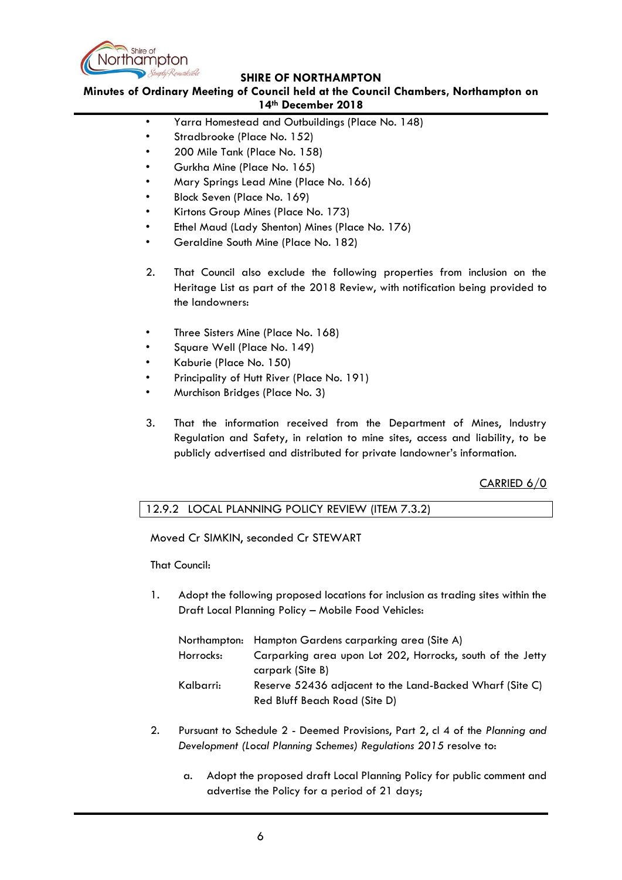- Yarra Homestead and Outbuildings (Place No. 148)
- Stradbrooke (Place No. 152)
- 200 Mile Tank (Place No. 158)
- Gurkha Mine (Place No. 165)
- Mary Springs Lead Mine (Place No. 166)
- Block Seven (Place No. 169)
- Kirtons Group Mines (Place No. 173)
- Ethel Maud (Lady Shenton) Mines (Place No. 176)
- Geraldine South Mine (Place No. 182)

2. That Council also exclude the following properties from inclusion on the Heritage List as part of the 2018 Review, with notification being provided to the landowners:

- Three Sisters Mine (Place No. 168)
- Square Well (Place No. 149)
- Kaburie (Place No. 150)
- Principality of Hutt River (Place No. 191)
- Murchison Bridges (Place No. 3)

3. That the information received from the Department of Mines, Industry Regulation and Safety, in relation to mine sites, access and liability, to be publicly advertised and distributed for private landowner's information.

CARRIED 6/0

### 12.9.2 LOCAL PLANNING POLICY REVIEW (ITEM 7.3.2)

Moved Cr SIMKIN, seconded Cr STEWART

That Council:

1. Adopt the following proposed locations for inclusion as trading sites within the Draft Local Planning Policy – Mobile Food Vehicles:

| | |
|---|---|
| Northampton: | Hampton Gardens carparking area (Site A) |
| Horrocks: | Carparking area upon Lot 202, Horrocks, south of the Jetty carpark (Site B) |
| Kalbarri: | Reserve 52436 adjacent to the Land-Backed Wharf (Site C) |
| | Red Bluff Beach Road (Site D) |

2. Pursuant to Schedule 2 - Deemed Provisions, Part 2, cl 4 of the *Planning and Development (Local Planning Schemes) Regulations 2015* resolve to:

   a. Adopt the proposed draft Local Planning Policy for public comment and advertise the Policy for a period of 21 days;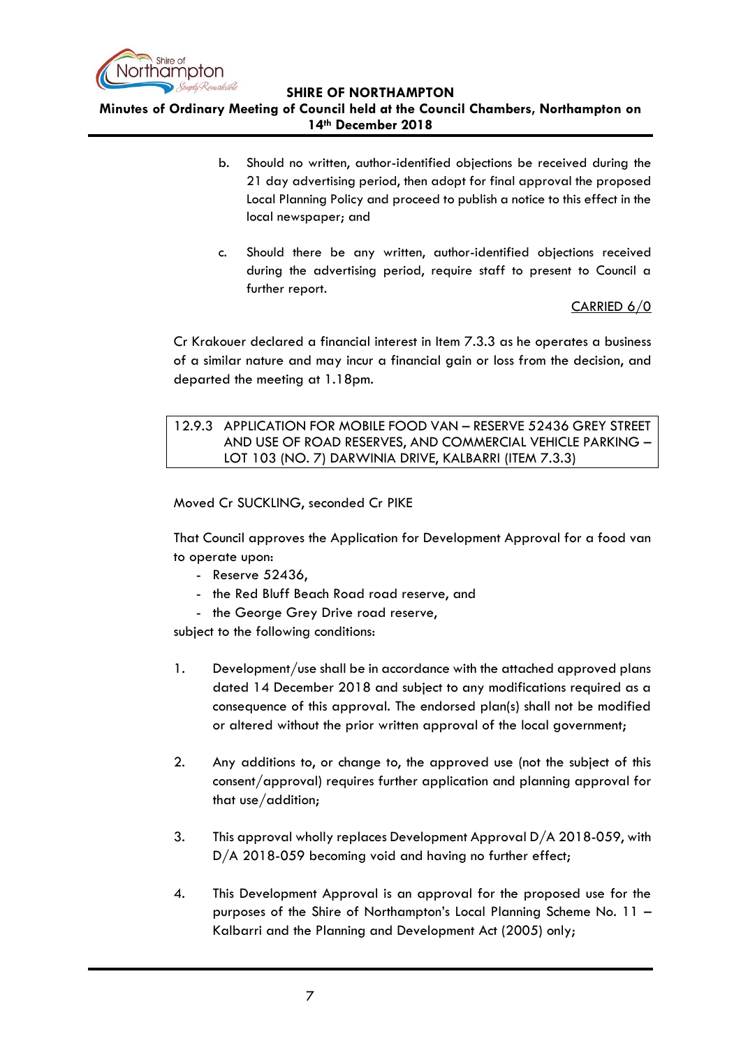b. Should no written, author-identified objections be received during the 21 day advertising period, then adopt for final approval the proposed Local Planning Policy and proceed to publish a notice to this effect in the local newspaper; and

c. Should there be any written, author-identified objections received during the advertising period, require staff to present to Council a further report.

CARRIED 6/0

Cr Krakouer declared a financial interest in Item 7.3.3 as he operates a business of a similar nature and may incur a financial gain or loss from the decision, and departed the meeting at 1.18pm.

## 12.9.3 APPLICATION FOR MOBILE FOOD VAN – RESERVE 52436 GREY STREET AND USE OF ROAD RESERVES, AND COMMERCIAL VEHICLE PARKING – LOT 103 (NO. 7) DARWINIA DRIVE, KALBARRI (ITEM 7.3.3)

Moved Cr SUCKLING, seconded Cr PIKE

That Council approves the Application for Development Approval for a food van to operate upon:

- Reserve 52436,
- the Red Bluff Beach Road road reserve, and
- the George Grey Drive road reserve,

subject to the following conditions:

1. Development/use shall be in accordance with the attached approved plans dated 14 December 2018 and subject to any modifications required as a consequence of this approval. The endorsed plan(s) shall not be modified or altered without the prior written approval of the local government;

2. Any additions to, or change to, the approved use (not the subject of this consent/approval) requires further application and planning approval for that use/addition;

3. This approval wholly replaces Development Approval D/A 2018-059, with D/A 2018-059 becoming void and having no further effect;

4. This Development Approval is an approval for the proposed use for the purposes of the Shire of Northampton's Local Planning Scheme No. 11 – Kalbarri and the Planning and Development Act (2005) only;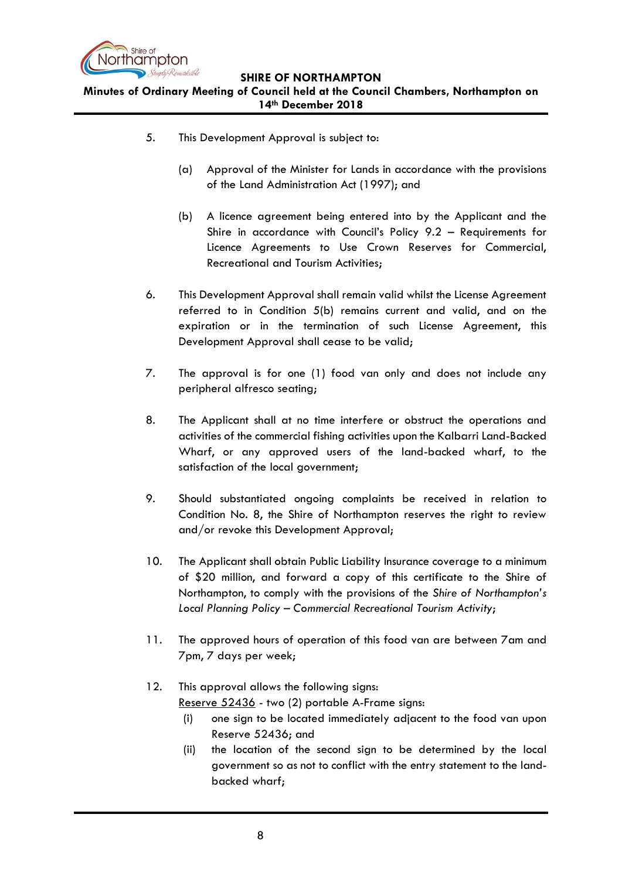5. This Development Approval is subject to:

   (a) Approval of the Minister for Lands in accordance with the provisions of the Land Administration Act (1997); and

   (b) A licence agreement being entered into by the Applicant and the Shire in accordance with Council's Policy 9.2 – Requirements for Licence Agreements to Use Crown Reserves for Commercial, Recreational and Tourism Activities;

6. This Development Approval shall remain valid whilst the License Agreement referred to in Condition 5(b) remains current and valid, and on the expiration or in the termination of such License Agreement, this Development Approval shall cease to be valid;

7. The approval is for one (1) food van only and does not include any peripheral alfresco seating;

8. The Applicant shall at no time interfere or obstruct the operations and activities of the commercial fishing activities upon the Kalbarri Land-Backed Wharf, or any approved users of the land-backed wharf, to the satisfaction of the local government;

9. Should substantiated ongoing complaints be received in relation to Condition No. 8, the Shire of Northampton reserves the right to review and/or revoke this Development Approval;

10. The Applicant shall obtain Public Liability Insurance coverage to a minimum of $20 million, and forward a copy of this certificate to the Shire of Northampton, to comply with the provisions of the *Shire of Northampton's Local Planning Policy – Commercial Recreational Tourism Activity*;

11. The approved hours of operation of this food van are between 7am and 7pm, 7 days per week;

12. This approval allows the following signs:
    <u>Reserve 52436</u> - two (2) portable A-Frame signs:
    (i) one sign to be located immediately adjacent to the food van upon Reserve 52436; and
    (ii) the location of the second sign to be determined by the local government so as not to conflict with the entry statement to the land-backed wharf;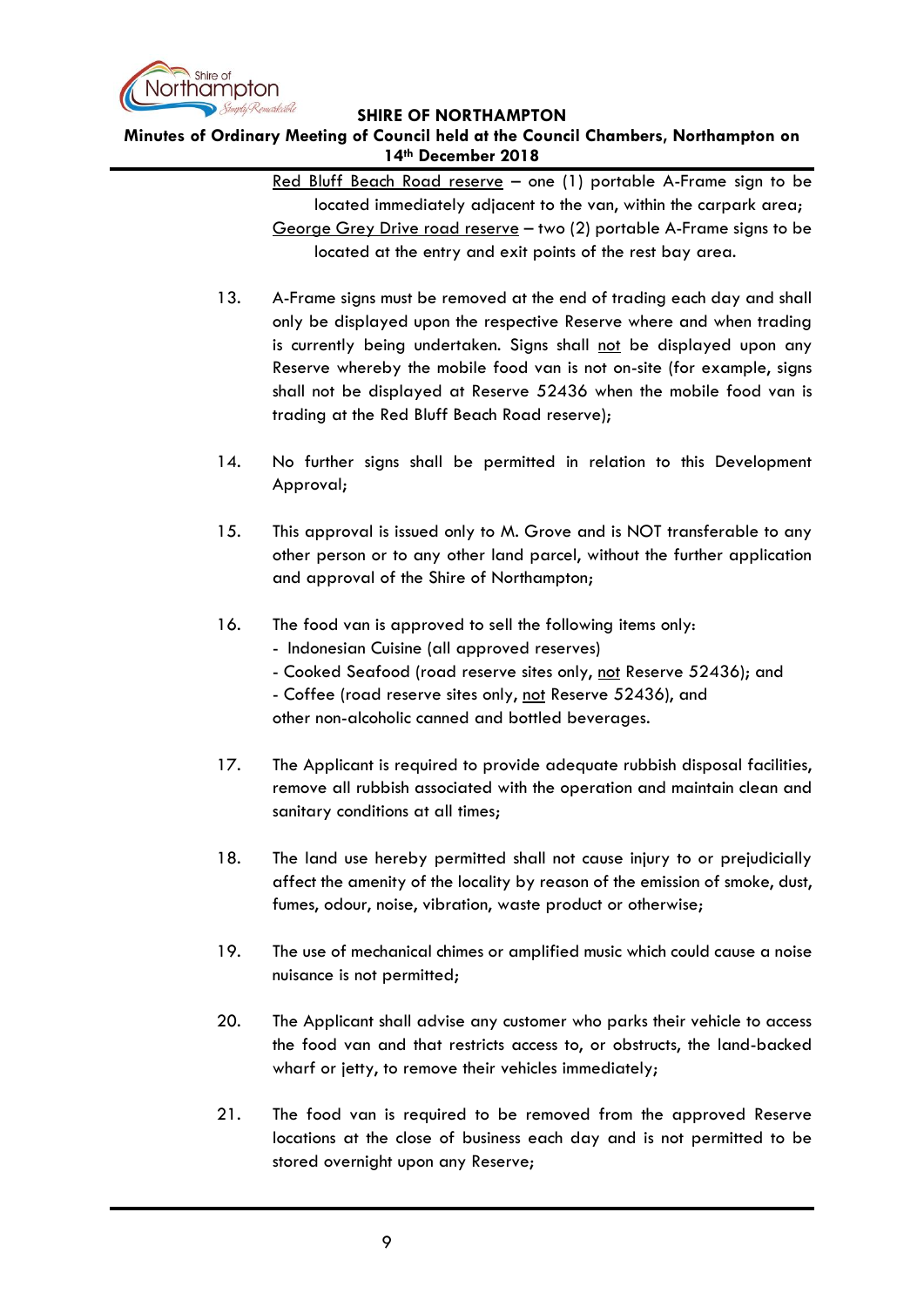Red Bluff Beach Road reserve – one (1) portable A-Frame sign to be located immediately adjacent to the van, within the carpark area;
George Grey Drive road reserve – two (2) portable A-Frame signs to be located at the entry and exit points of the rest bay area.

13. A-Frame signs must be removed at the end of trading each day and shall only be displayed upon the respective Reserve where and when trading is currently being undertaken. Signs shall not be displayed upon any Reserve whereby the mobile food van is not on-site (for example, signs shall not be displayed at Reserve 52436 when the mobile food van is trading at the Red Bluff Beach Road reserve);

14. No further signs shall be permitted in relation to this Development Approval;

15. This approval is issued only to M. Grove and is NOT transferable to any other person or to any other land parcel, without the further application and approval of the Shire of Northampton;

16. The food van is approved to sell the following items only:
    - Indonesian Cuisine (all approved reserves)
    - Cooked Seafood (road reserve sites only, not Reserve 52436); and
    - Coffee (road reserve sites only, not Reserve 52436), and

    other non-alcoholic canned and bottled beverages.

17. The Applicant is required to provide adequate rubbish disposal facilities, remove all rubbish associated with the operation and maintain clean and sanitary conditions at all times;

18. The land use hereby permitted shall not cause injury to or prejudicially affect the amenity of the locality by reason of the emission of smoke, dust, fumes, odour, noise, vibration, waste product or otherwise;

19. The use of mechanical chimes or amplified music which could cause a noise nuisance is not permitted;

20. The Applicant shall advise any customer who parks their vehicle to access the food van and that restricts access to, or obstructs, the land-backed wharf or jetty, to remove their vehicles immediately;

21. The food van is required to be removed from the approved Reserve locations at the close of business each day and is not permitted to be stored overnight upon any Reserve;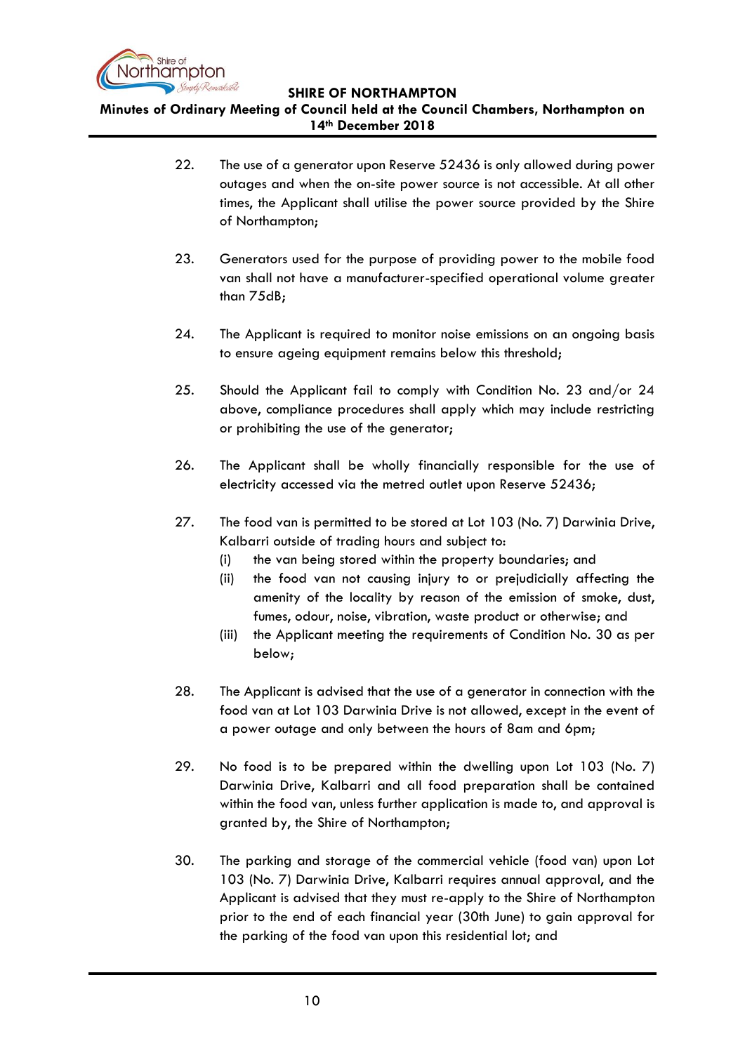22. The use of a generator upon Reserve 52436 is only allowed during power outages and when the on-site power source is not accessible. At all other times, the Applicant shall utilise the power source provided by the Shire of Northampton;

23. Generators used for the purpose of providing power to the mobile food van shall not have a manufacturer-specified operational volume greater than 75dB;

24. The Applicant is required to monitor noise emissions on an ongoing basis to ensure ageing equipment remains below this threshold;

25. Should the Applicant fail to comply with Condition No. 23 and/or 24 above, compliance procedures shall apply which may include restricting or prohibiting the use of the generator;

26. The Applicant shall be wholly financially responsible for the use of electricity accessed via the metred outlet upon Reserve 52436;

27. The food van is permitted to be stored at Lot 103 (No. 7) Darwinia Drive, Kalbarri outside of trading hours and subject to:
    - (i) the van being stored within the property boundaries; and
    - (ii) the food van not causing injury to or prejudicially affecting the amenity of the locality by reason of the emission of smoke, dust, fumes, odour, noise, vibration, waste product or otherwise; and
    - (iii) the Applicant meeting the requirements of Condition No. 30 as per below;

28. The Applicant is advised that the use of a generator in connection with the food van at Lot 103 Darwinia Drive is not allowed, except in the event of a power outage and only between the hours of 8am and 6pm;

29. No food is to be prepared within the dwelling upon Lot 103 (No. 7) Darwinia Drive, Kalbarri and all food preparation shall be contained within the food van, unless further application is made to, and approval is granted by, the Shire of Northampton;

30. The parking and storage of the commercial vehicle (food van) upon Lot 103 (No. 7) Darwinia Drive, Kalbarri requires annual approval, and the Applicant is advised that they must re-apply to the Shire of Northampton prior to the end of each financial year (30th June) to gain approval for the parking of the food van upon this residential lot; and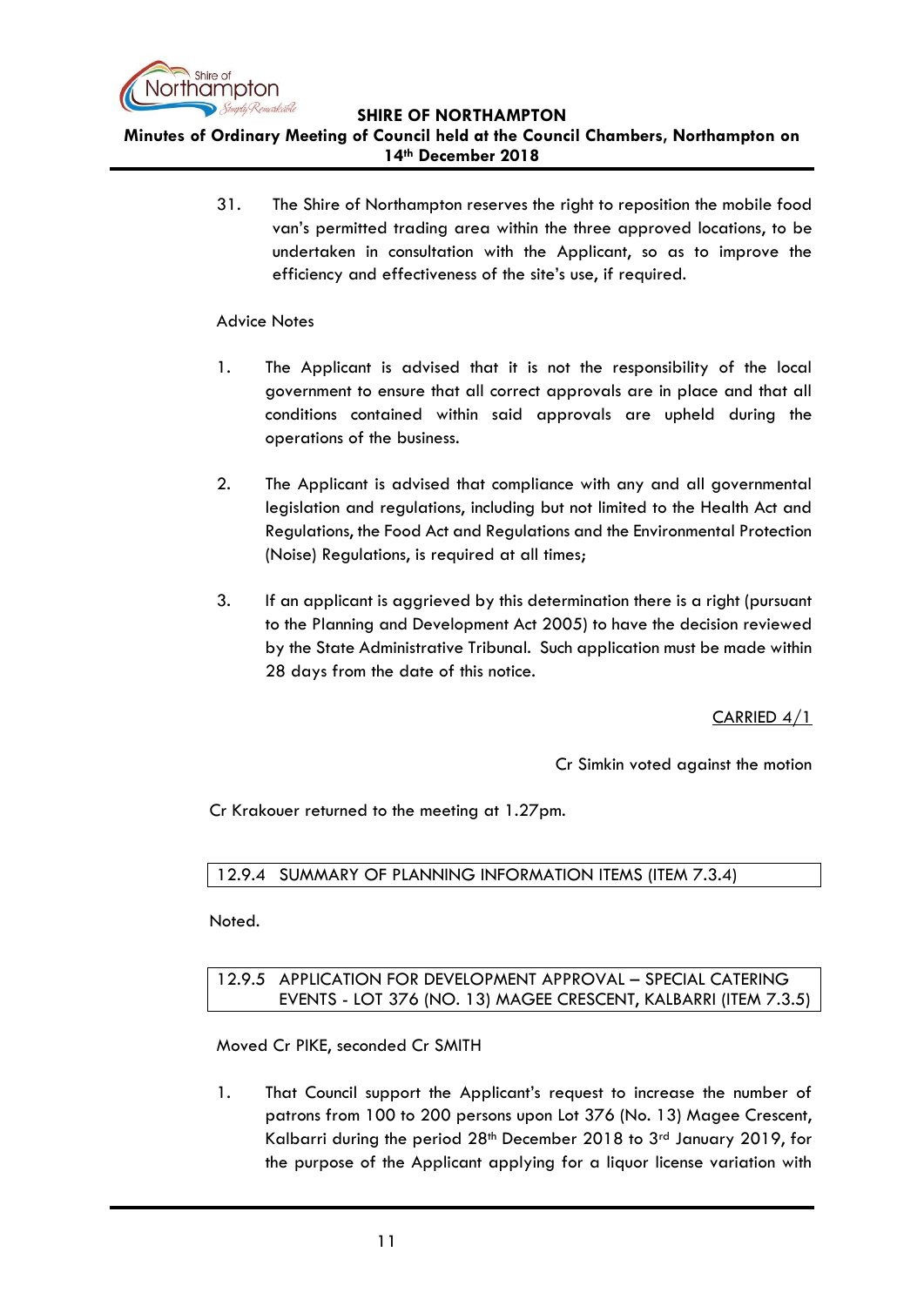31. The Shire of Northampton reserves the right to reposition the mobile food van's permitted trading area within the three approved locations, to be undertaken in consultation with the Applicant, so as to improve the efficiency and effectiveness of the site's use, if required.

Advice Notes

1. The Applicant is advised that it is not the responsibility of the local government to ensure that all correct approvals are in place and that all conditions contained within said approvals are upheld during the operations of the business.

2. The Applicant is advised that compliance with any and all governmental legislation and regulations, including but not limited to the Health Act and Regulations, the Food Act and Regulations and the Environmental Protection (Noise) Regulations, is required at all times;

3. If an applicant is aggrieved by this determination there is a right (pursuant to the Planning and Development Act 2005) to have the decision reviewed by the State Administrative Tribunal. Such application must be made within 28 days from the date of this notice.

CARRIED 4/1

Cr Simkin voted against the motion

Cr Krakouer returned to the meeting at 1.27pm.

### 12.9.4 SUMMARY OF PLANNING INFORMATION ITEMS (ITEM 7.3.4)

Noted.

### 12.9.5 APPLICATION FOR DEVELOPMENT APPROVAL – SPECIAL CATERING EVENTS - LOT 376 (NO. 13) MAGEE CRESCENT, KALBARRI (ITEM 7.3.5)

Moved Cr PIKE, seconded Cr SMITH

1. That Council support the Applicant's request to increase the number of patrons from 100 to 200 persons upon Lot 376 (No. 13) Magee Crescent, Kalbarri during the period 28th December 2018 to 3rd January 2019, for the purpose of the Applicant applying for a liquor license variation with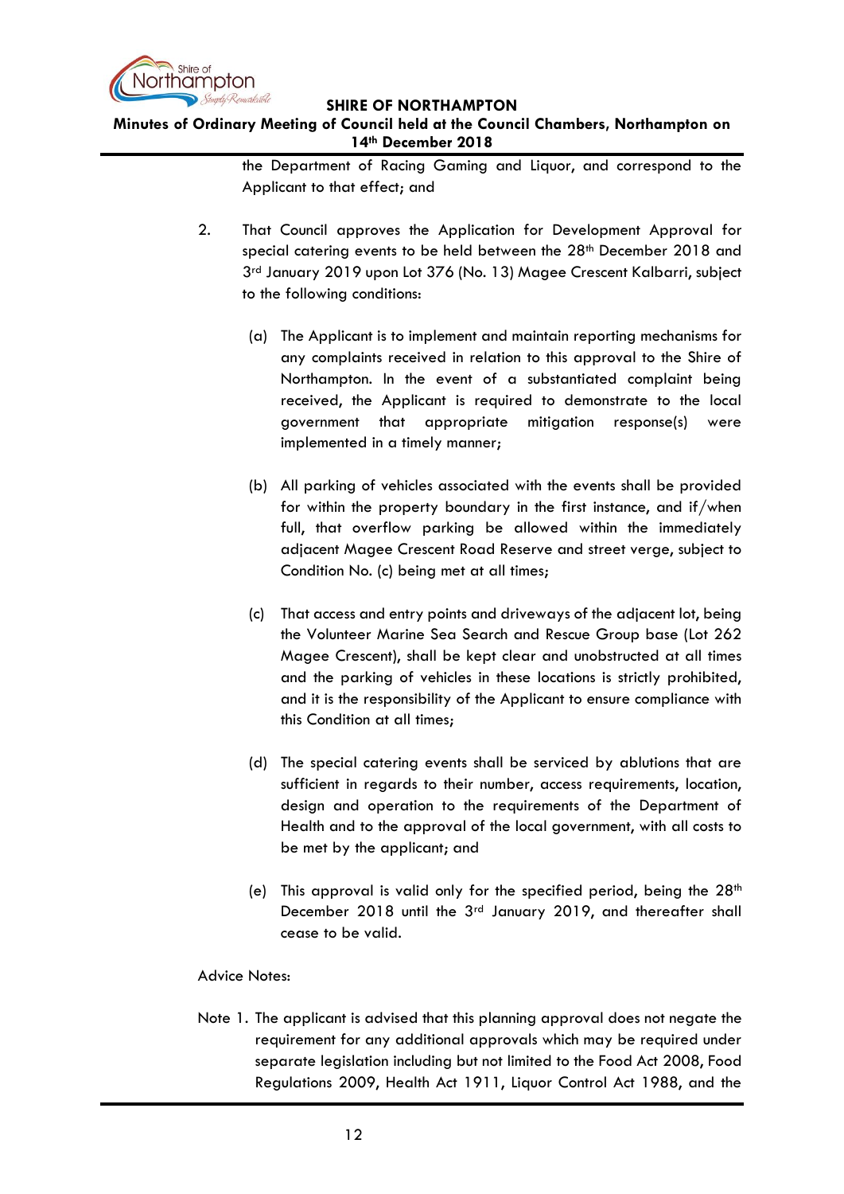the Department of Racing Gaming and Liquor, and correspond to the Applicant to that effect; and

2. That Council approves the Application for Development Approval for special catering events to be held between the 28th December 2018 and 3rd January 2019 upon Lot 376 (No. 13) Magee Crescent Kalbarri, subject to the following conditions:

   (a) The Applicant is to implement and maintain reporting mechanisms for any complaints received in relation to this approval to the Shire of Northampton. In the event of a substantiated complaint being received, the Applicant is required to demonstrate to the local government that appropriate mitigation response(s) were implemented in a timely manner;

   (b) All parking of vehicles associated with the events shall be provided for within the property boundary in the first instance, and if/when full, that overflow parking be allowed within the immediately adjacent Magee Crescent Road Reserve and street verge, subject to Condition No. (c) being met at all times;

   (c) That access and entry points and driveways of the adjacent lot, being the Volunteer Marine Sea Search and Rescue Group base (Lot 262 Magee Crescent), shall be kept clear and unobstructed at all times and the parking of vehicles in these locations is strictly prohibited, and it is the responsibility of the Applicant to ensure compliance with this Condition at all times;

   (d) The special catering events shall be serviced by ablutions that are sufficient in regards to their number, access requirements, location, design and operation to the requirements of the Department of Health and to the approval of the local government, with all costs to be met by the applicant; and

   (e) This approval is valid only for the specified period, being the 28th December 2018 until the 3rd January 2019, and thereafter shall cease to be valid.

Advice Notes:

Note 1. The applicant is advised that this planning approval does not negate the requirement for any additional approvals which may be required under separate legislation including but not limited to the Food Act 2008, Food Regulations 2009, Health Act 1911, Liquor Control Act 1988, and the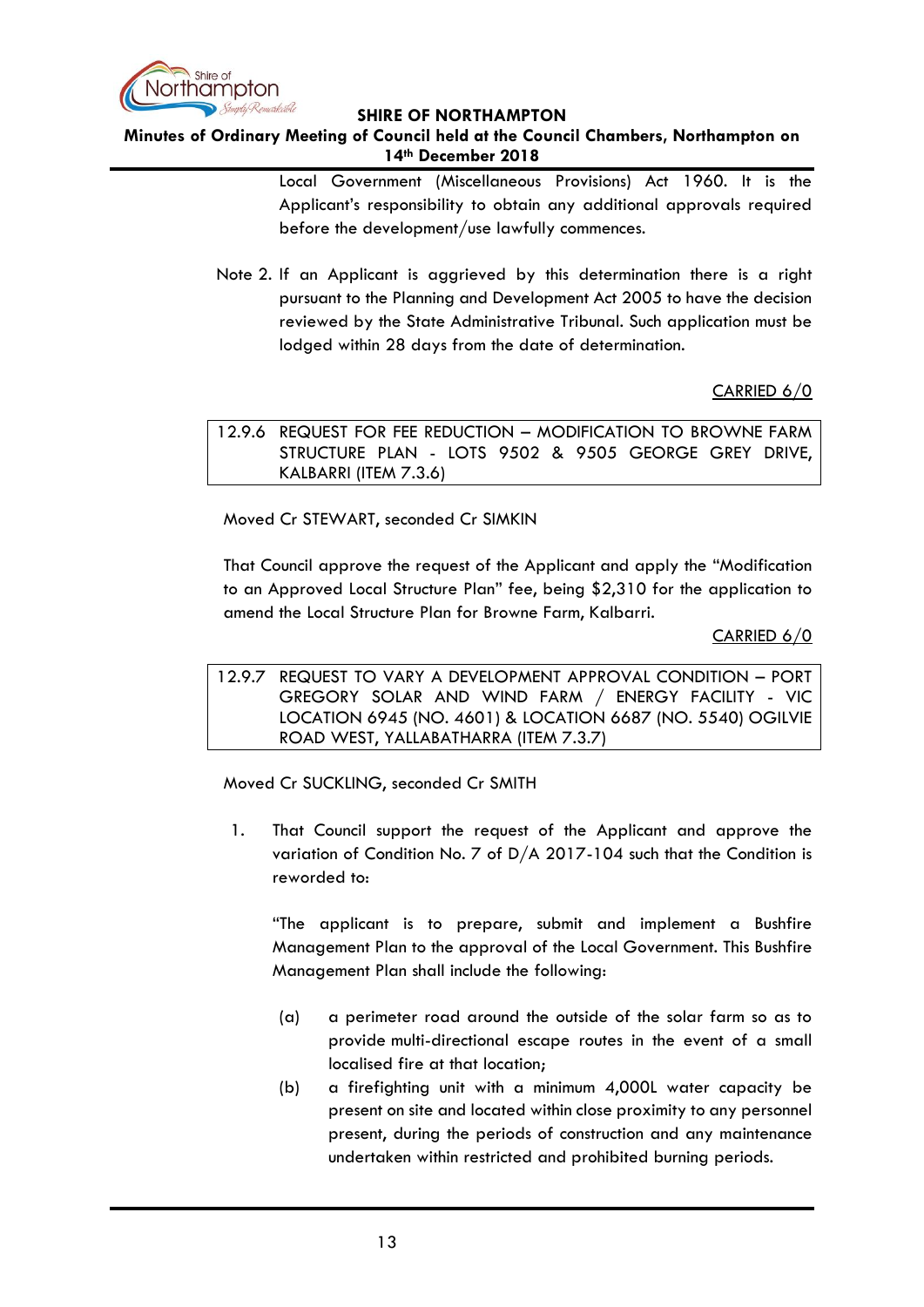Local Government (Miscellaneous Provisions) Act 1960. It is the Applicant's responsibility to obtain any additional approvals required before the development/use lawfully commences.

Note 2. If an Applicant is aggrieved by this determination there is a right pursuant to the Planning and Development Act 2005 to have the decision reviewed by the State Administrative Tribunal. Such application must be lodged within 28 days from the date of determination.

CARRIED 6/0

### 12.9.6 REQUEST FOR FEE REDUCTION – MODIFICATION TO BROWNE FARM STRUCTURE PLAN - LOTS 9502 & 9505 GEORGE GREY DRIVE, KALBARRI (ITEM 7.3.6)

Moved Cr STEWART, seconded Cr SIMKIN

That Council approve the request of the Applicant and apply the "Modification to an Approved Local Structure Plan" fee, being $2,310 for the application to amend the Local Structure Plan for Browne Farm, Kalbarri.

CARRIED 6/0

### 12.9.7 REQUEST TO VARY A DEVELOPMENT APPROVAL CONDITION – PORT GREGORY SOLAR AND WIND FARM / ENERGY FACILITY - VIC LOCATION 6945 (NO. 4601) & LOCATION 6687 (NO. 5540) OGILVIE ROAD WEST, YALLABATHARRA (ITEM 7.3.7)

Moved Cr SUCKLING, seconded Cr SMITH

1. That Council support the request of the Applicant and approve the variation of Condition No. 7 of D/A 2017-104 such that the Condition is reworded to:

   "The applicant is to prepare, submit and implement a Bushfire Management Plan to the approval of the Local Government. This Bushfire Management Plan shall include the following:

   (a) a perimeter road around the outside of the solar farm so as to provide multi-directional escape routes in the event of a small localised fire at that location;

   (b) a firefighting unit with a minimum 4,000L water capacity be present on site and located within close proximity to any personnel present, during the periods of construction and any maintenance undertaken within restricted and prohibited burning periods.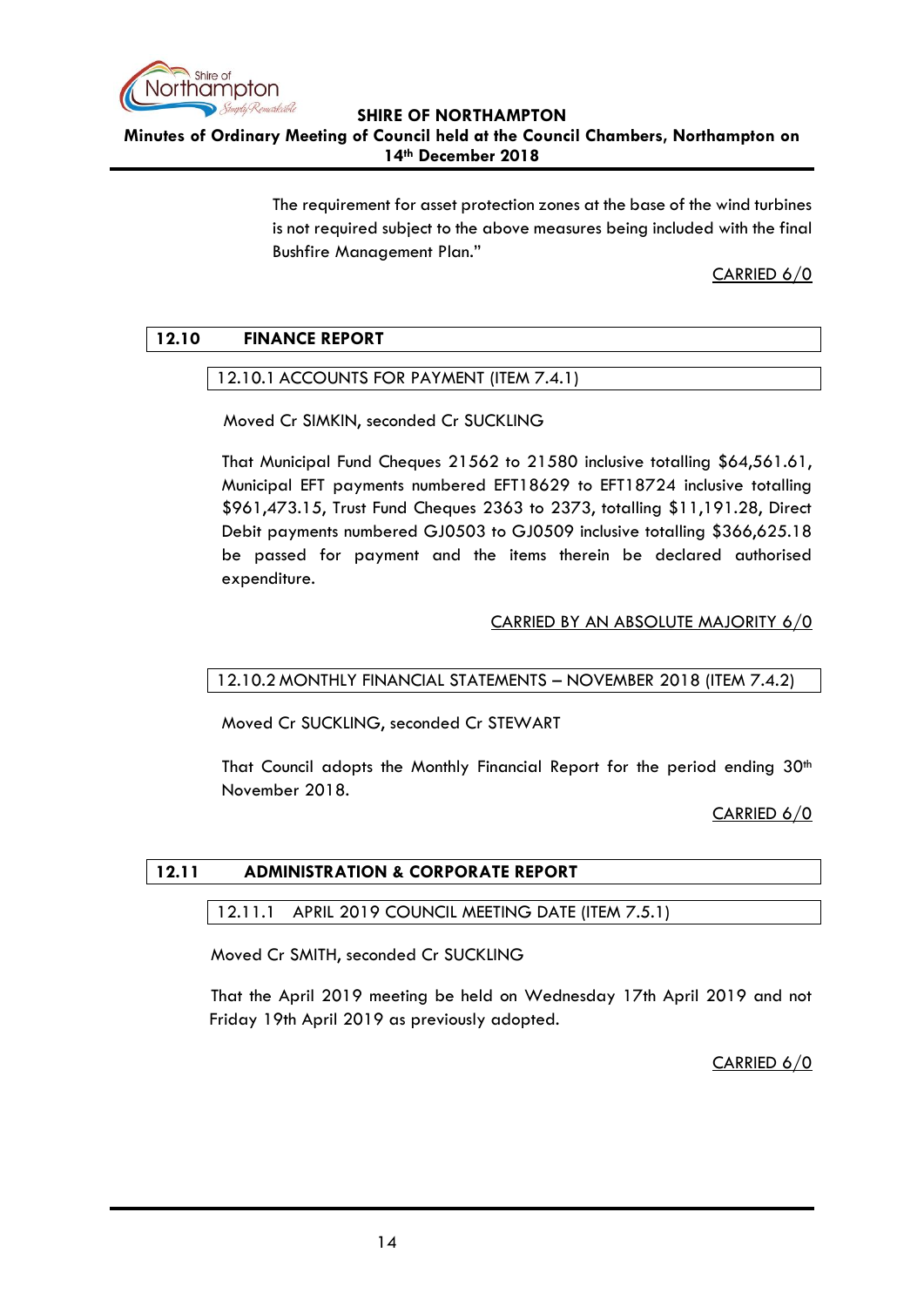The requirement for asset protection zones at the base of the wind turbines is not required subject to the above measures being included with the final Bushfire Management Plan."

CARRIED 6/0

## 12.10 FINANCE REPORT

### 12.10.1 ACCOUNTS FOR PAYMENT (ITEM 7.4.1)

Moved Cr SIMKIN, seconded Cr SUCKLING

That Municipal Fund Cheques 21562 to 21580 inclusive totalling $64,561.61, Municipal EFT payments numbered EFT18629 to EFT18724 inclusive totalling $961,473.15, Trust Fund Cheques 2363 to 2373, totalling $11,191.28, Direct Debit payments numbered GJ0503 to GJ0509 inclusive totalling $366,625.18 be passed for payment and the items therein be declared authorised expenditure.

CARRIED BY AN ABSOLUTE MAJORITY 6/0

### 12.10.2 MONTHLY FINANCIAL STATEMENTS – NOVEMBER 2018 (ITEM 7.4.2)

Moved Cr SUCKLING, seconded Cr STEWART

That Council adopts the Monthly Financial Report for the period ending 30th November 2018.

CARRIED 6/0

## 12.11 ADMINISTRATION & CORPORATE REPORT

### 12.11.1 APRIL 2019 COUNCIL MEETING DATE (ITEM 7.5.1)

Moved Cr SMITH, seconded Cr SUCKLING

That the April 2019 meeting be held on Wednesday 17th April 2019 and not Friday 19th April 2019 as previously adopted.

CARRIED 6/0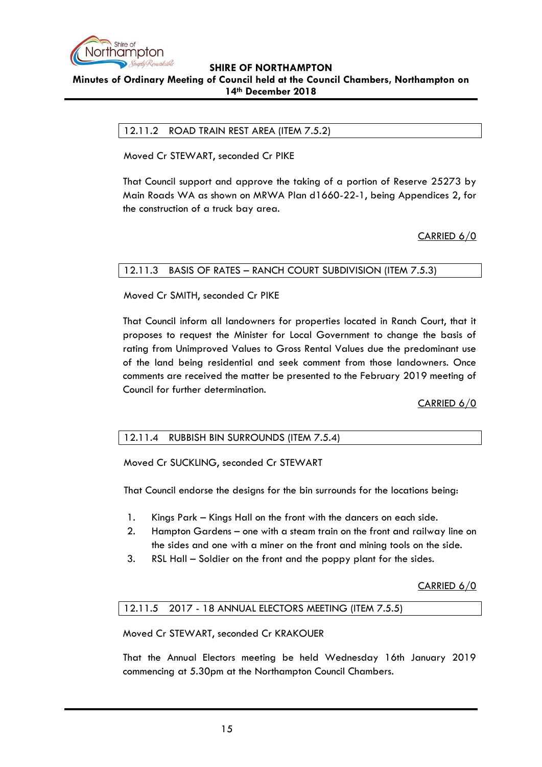### 12.11.2 ROAD TRAIN REST AREA (ITEM 7.5.2)

Moved Cr STEWART, seconded Cr PIKE

That Council support and approve the taking of a portion of Reserve 25273 by Main Roads WA as shown on MRWA Plan d1660-22-1, being Appendices 2, for the construction of a truck bay area.

CARRIED 6/0

### 12.11.3 BASIS OF RATES – RANCH COURT SUBDIVISION (ITEM 7.5.3)

Moved Cr SMITH, seconded Cr PIKE

That Council inform all landowners for properties located in Ranch Court, that it proposes to request the Minister for Local Government to change the basis of rating from Unimproved Values to Gross Rental Values due the predominant use of the land being residential and seek comment from those landowners. Once comments are received the matter be presented to the February 2019 meeting of Council for further determination.

CARRIED 6/0

### 12.11.4 RUBBISH BIN SURROUNDS (ITEM 7.5.4)

Moved Cr SUCKLING, seconded Cr STEWART

That Council endorse the designs for the bin surrounds for the locations being:

1. Kings Park – Kings Hall on the front with the dancers on each side.
2. Hampton Gardens – one with a steam train on the front and railway line on the sides and one with a miner on the front and mining tools on the side.
3. RSL Hall – Soldier on the front and the poppy plant for the sides.

CARRIED 6/0

### 12.11.5 2017 - 18 ANNUAL ELECTORS MEETING (ITEM 7.5.5)

Moved Cr STEWART, seconded Cr KRAKOUER

That the Annual Electors meeting be held Wednesday 16th January 2019 commencing at 5.30pm at the Northampton Council Chambers.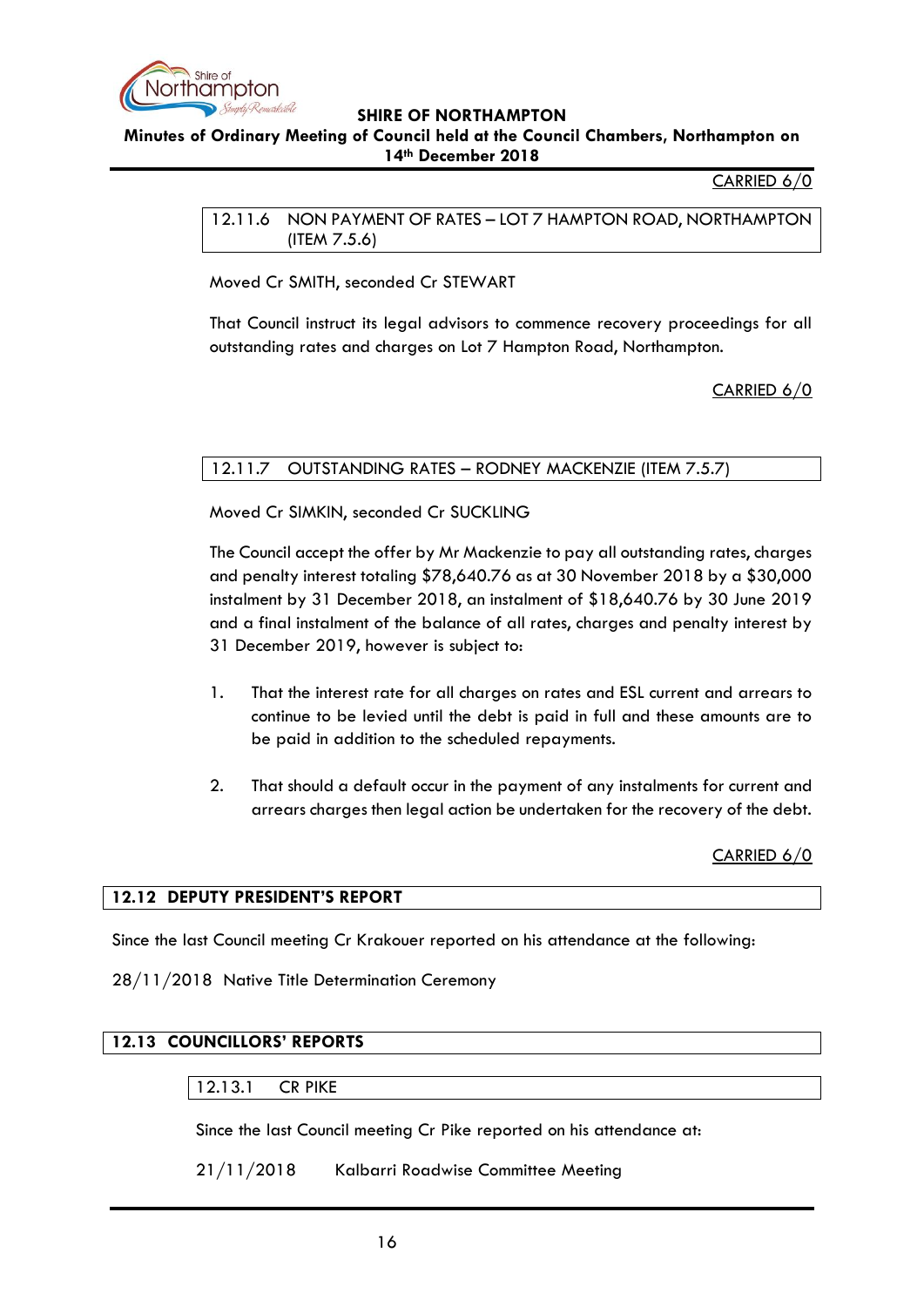CARRIED 6/0

### 12.11.6 NON PAYMENT OF RATES – LOT 7 HAMPTON ROAD, NORTHAMPTON (ITEM 7.5.6)

Moved Cr SMITH, seconded Cr STEWART

That Council instruct its legal advisors to commence recovery proceedings for all outstanding rates and charges on Lot 7 Hampton Road, Northampton.

CARRIED 6/0

### 12.11.7 OUTSTANDING RATES – RODNEY MACKENZIE (ITEM 7.5.7)

Moved Cr SIMKIN, seconded Cr SUCKLING

The Council accept the offer by Mr Mackenzie to pay all outstanding rates, charges and penalty interest totaling $78,640.76 as at 30 November 2018 by a $30,000 instalment by 31 December 2018, an instalment of $18,640.76 by 30 June 2019 and a final instalment of the balance of all rates, charges and penalty interest by 31 December 2019, however is subject to:

1. That the interest rate for all charges on rates and ESL current and arrears to continue to be levied until the debt is paid in full and these amounts are to be paid in addition to the scheduled repayments.

2. That should a default occur in the payment of any instalments for current and arrears charges then legal action be undertaken for the recovery of the debt.

CARRIED 6/0

## 12.12 DEPUTY PRESIDENT'S REPORT

Since the last Council meeting Cr Krakouer reported on his attendance at the following:

28/11/2018 Native Title Determination Ceremony

## 12.13 COUNCILLORS' REPORTS

### 12.13.1 CR PIKE

Since the last Council meeting Cr Pike reported on his attendance at:

21/11/2018 Kalbarri Roadwise Committee Meeting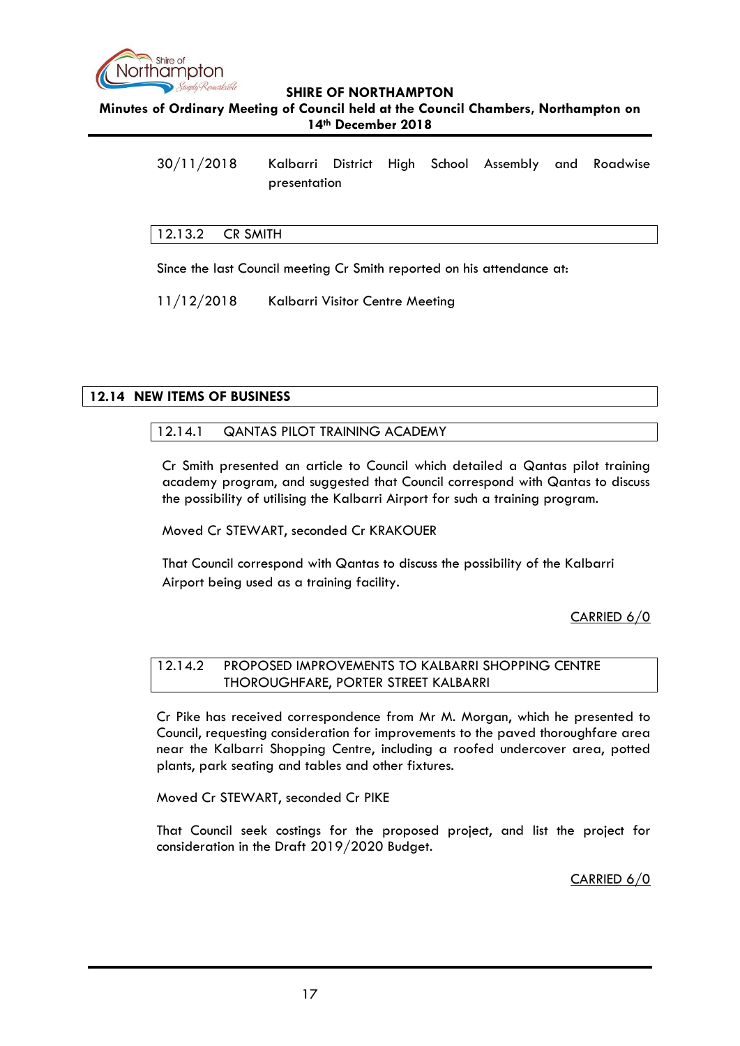| | |
|---|---|
| 30/11/2018 | Kalbarri District High School Assembly and Roadwise presentation |

### 12.13.2 CR SMITH

Since the last Council meeting Cr Smith reported on his attendance at:

| | |
|---|---|
| 11/12/2018 | Kalbarri Visitor Centre Meeting |

## 12.14 NEW ITEMS OF BUSINESS

### 12.14.1 QANTAS PILOT TRAINING ACADEMY

Cr Smith presented an article to Council which detailed a Qantas pilot training academy program, and suggested that Council correspond with Qantas to discuss the possibility of utilising the Kalbarri Airport for such a training program.

Moved Cr STEWART, seconded Cr KRAKOUER

That Council correspond with Qantas to discuss the possibility of the Kalbarri Airport being used as a training facility.

CARRIED 6/0

### 12.14.2 PROPOSED IMPROVEMENTS TO KALBARRI SHOPPING CENTRE THOROUGHFARE, PORTER STREET KALBARRI

Cr Pike has received correspondence from Mr M. Morgan, which he presented to Council, requesting consideration for improvements to the paved thoroughfare area near the Kalbarri Shopping Centre, including a roofed undercover area, potted plants, park seating and tables and other fixtures.

Moved Cr STEWART, seconded Cr PIKE

That Council seek costings for the proposed project, and list the project for consideration in the Draft 2019/2020 Budget.

CARRIED 6/0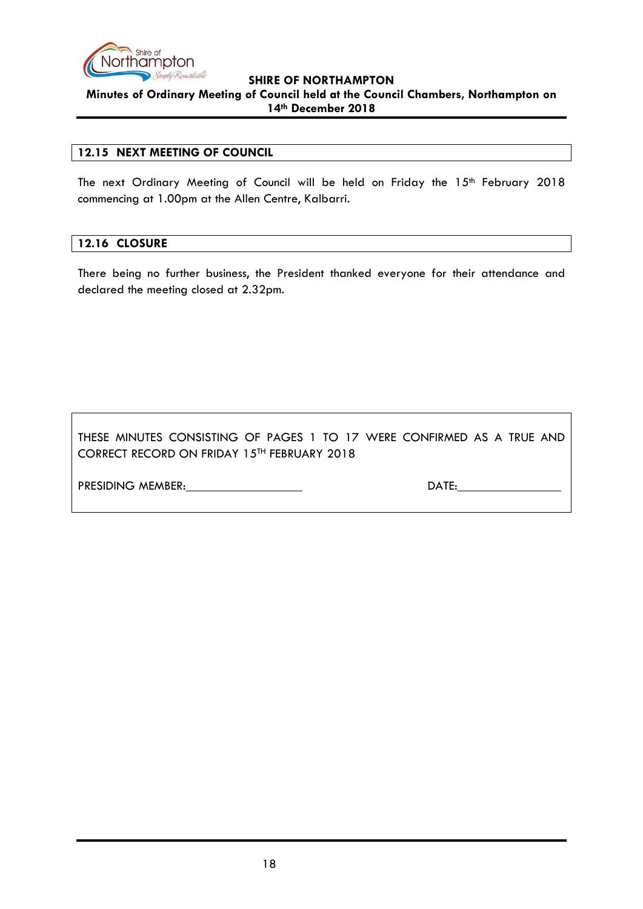## 12.15 NEXT MEETING OF COUNCIL

The next Ordinary Meeting of Council will be held on Friday the 15th February 2018 commencing at 1.00pm at the Allen Centre, Kalbarri.

## 12.16 CLOSURE

There being no further business, the President thanked everyone for their attendance and declared the meeting closed at 2.32pm.

THESE MINUTES CONSISTING OF PAGES 1 TO 17 WERE CONFIRMED AS A TRUE AND CORRECT RECORD ON FRIDAY 15TH FEBRUARY 2018

PRESIDING MEMBER:___________________ DATE:_________________